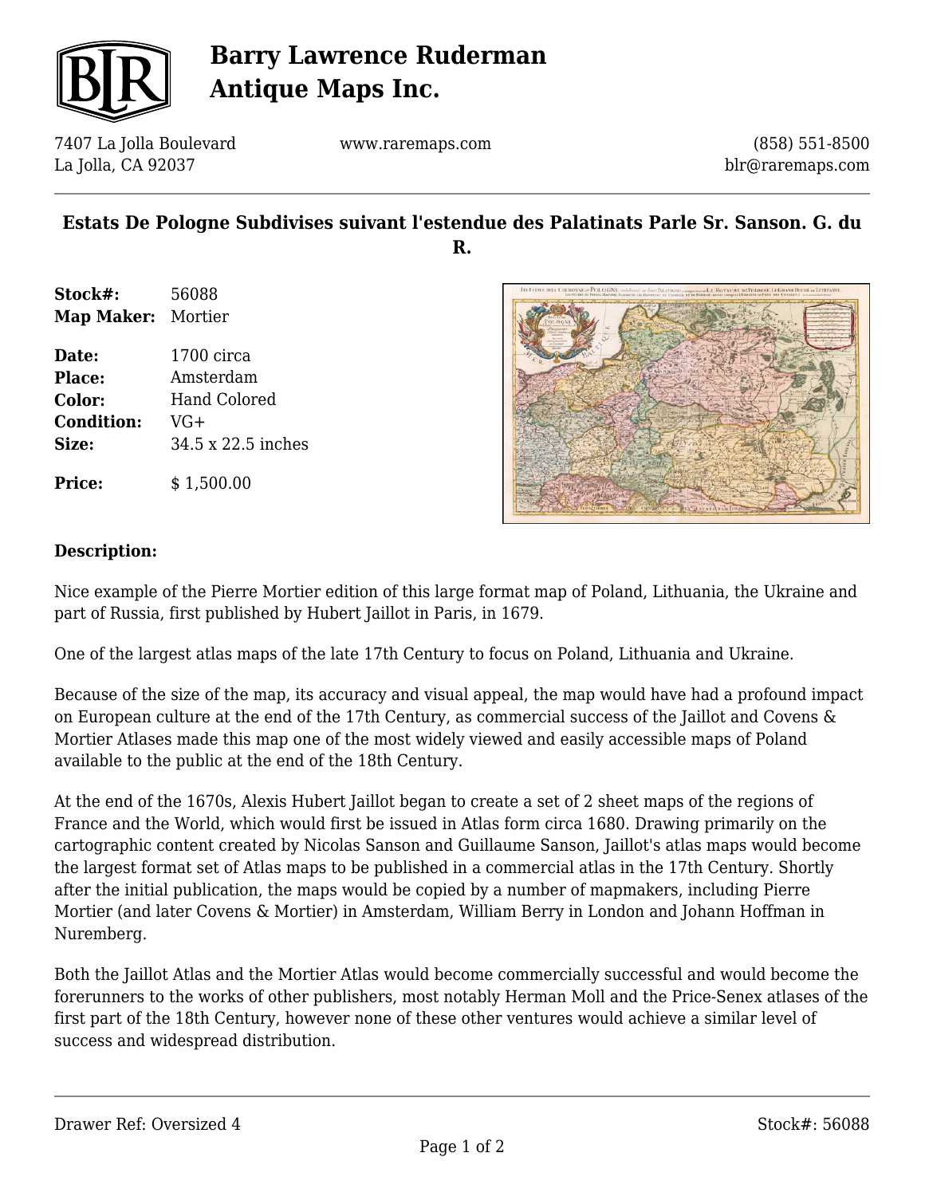# Barry Lawrence Ruderman Antique Maps Inc.

7407 La Jolla Boulevard
La Jolla, CA 92037

www.raremaps.com

(858) 551-8500
blr@raremaps.com

## Estats De Pologne Subdivises suivant l'estendue des Palatinats Parle Sr. Sanson. G. du R.

| | |
|---|---|
| **Stock#:** | 56088 |
| **Map Maker:** | Mortier |
| **Date:** | 1700 circa |
| **Place:** | Amsterdam |
| **Color:** | Hand Colored |
| **Condition:** | VG+ |
| **Size:** | 34.5 x 22.5 inches |
| **Price:** | $ 1,500.00 |

**Description:**

Nice example of the Pierre Mortier edition of this large format map of Poland, Lithuania, the Ukraine and part of Russia, first published by Hubert Jaillot in Paris, in 1679.

One of the largest atlas maps of the late 17th Century to focus on Poland, Lithuania and Ukraine.

Because of the size of the map, its accuracy and visual appeal, the map would have had a profound impact on European culture at the end of the 17th Century, as commercial success of the Jaillot and Covens & Mortier Atlases made this map one of the most widely viewed and easily accessible maps of Poland available to the public at the end of the 18th Century.

At the end of the 1670s, Alexis Hubert Jaillot began to create a set of 2 sheet maps of the regions of France and the World, which would first be issued in Atlas form circa 1680. Drawing primarily on the cartographic content created by Nicolas Sanson and Guillaume Sanson, Jaillot's atlas maps would become the largest format set of Atlas maps to be published in a commercial atlas in the 17th Century. Shortly after the initial publication, the maps would be copied by a number of mapmakers, including Pierre Mortier (and later Covens & Mortier) in Amsterdam, William Berry in London and Johann Hoffman in Nuremberg.

Both the Jaillot Atlas and the Mortier Atlas would become commercially successful and would become the forerunners to the works of other publishers, most notably Herman Moll and the Price-Senex atlases of the first part of the 18th Century, however none of these other ventures would achieve a similar level of success and widespread distribution.

Drawer Ref: Oversized 4

Stock#: 56088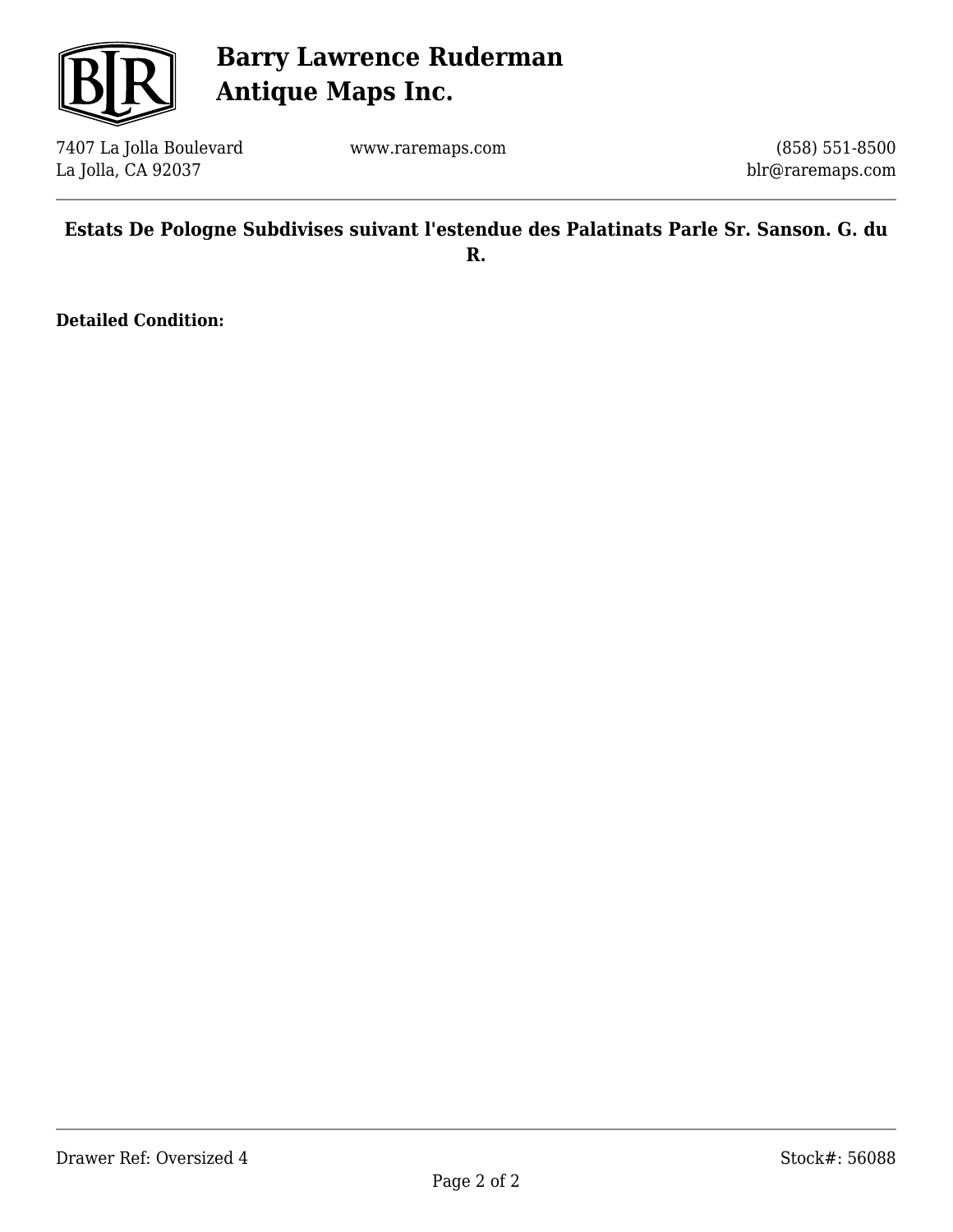**Estats De Pologne Subdivises suivant l'estendue des Palatinats Parle Sr. Sanson. G. du R.**

**Detailed Condition:**